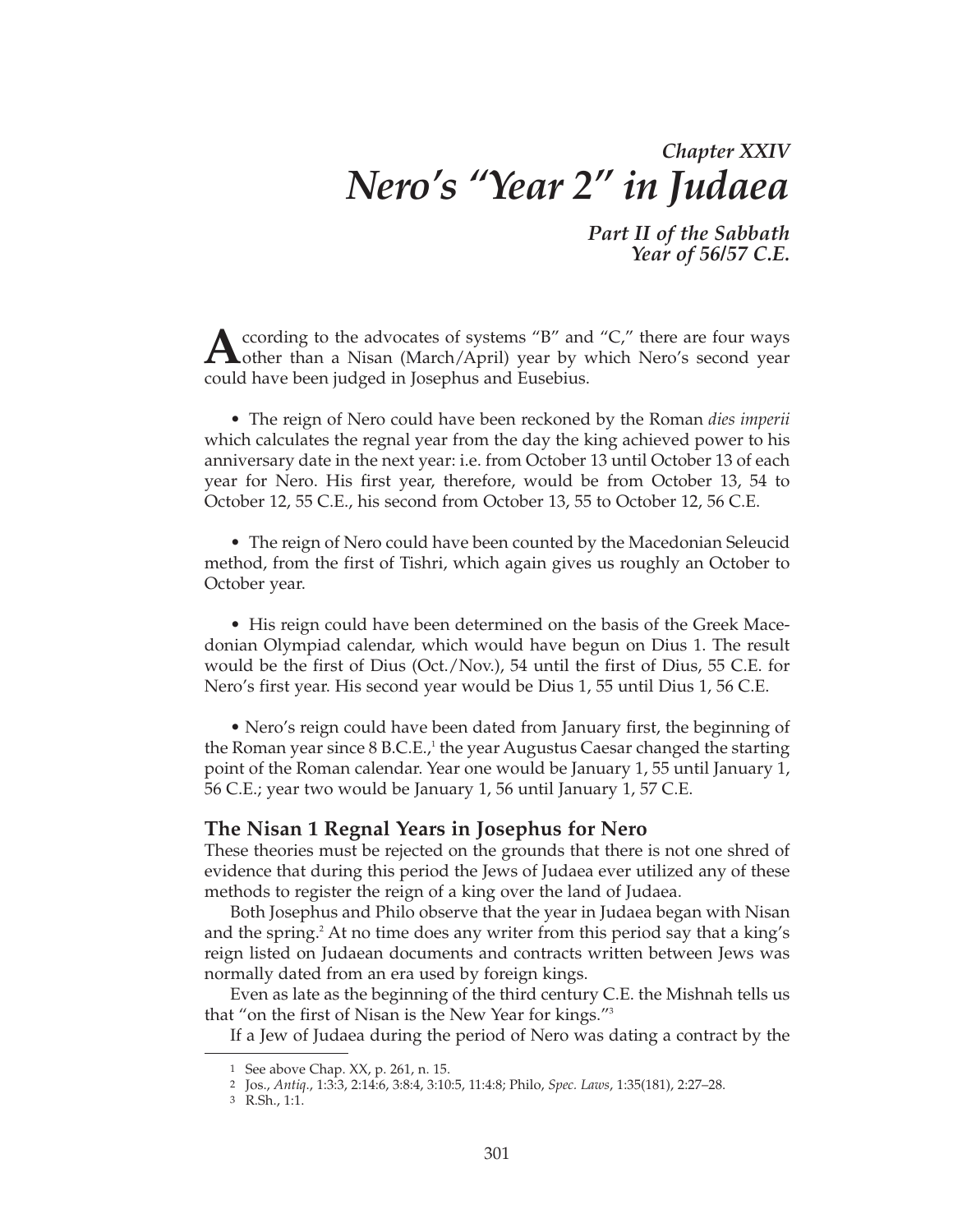## *Chapter XXIV*
# *Nero's "Year 2" in Judaea*

***Part II of the Sabbath Year of 56/57 C.E.***

According to the advocates of systems "B" and "C," there are four ways other than a Nisan (March/April) year by which Nero's second year could have been judged in Josephus and Eusebius.

- The reign of Nero could have been reckoned by the Roman *dies imperii* which calculates the regnal year from the day the king achieved power to his anniversary date in the next year: i.e. from October 13 until October 13 of each year for Nero. His first year, therefore, would be from October 13, 54 to October 12, 55 C.E., his second from October 13, 55 to October 12, 56 C.E.

- The reign of Nero could have been counted by the Macedonian Seleucid method, from the first of Tishri, which again gives us roughly an October to October year.

- His reign could have been determined on the basis of the Greek Macedonian Olympiad calendar, which would have begun on Dius 1. The result would be the first of Dius (Oct./Nov.), 54 until the first of Dius, 55 C.E. for Nero's first year. His second year would be Dius 1, 55 until Dius 1, 56 C.E.

- Nero's reign could have been dated from January first, the beginning of the Roman year since 8 B.C.E.,[1] the year Augustus Caesar changed the starting point of the Roman calendar. Year one would be January 1, 55 until January 1, 56 C.E.; year two would be January 1, 56 until January 1, 57 C.E.

### The Nisan 1 Regnal Years in Josephus for Nero

These theories must be rejected on the grounds that there is not one shred of evidence that during this period the Jews of Judaea ever utilized any of these methods to register the reign of a king over the land of Judaea.

Both Josephus and Philo observe that the year in Judaea began with Nisan and the spring.[2] At no time does any writer from this period say that a king's reign listed on Judaean documents and contracts written between Jews was normally dated from an era used by foreign kings.

Even as late as the beginning of the third century C.E. the Mishnah tells us that "on the first of Nisan is the New Year for kings."[3]

If a Jew of Judaea during the period of Nero was dating a contract by the

---

1 See above Chap. XX, p. 261, n. 15.

2 Jos., *Antiq.*, 1:3:3, 2:14:6, 3:8:4, 3:10:5, 11:4:8; Philo, *Spec. Laws*, 1:35(181), 2:27–28.

3 R.Sh., 1:1.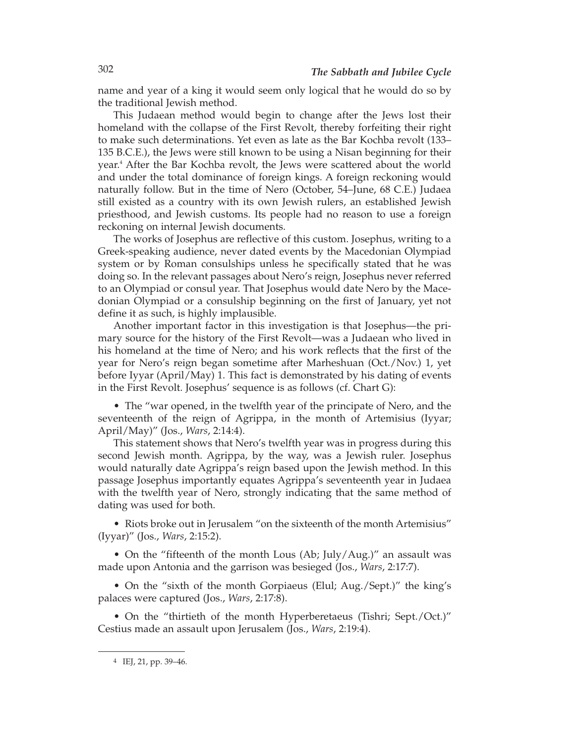name and year of a king it would seem only logical that he would do so by the traditional Jewish method.

This Judaean method would begin to change after the Jews lost their homeland with the collapse of the First Revolt, thereby forfeiting their right to make such determinations. Yet even as late as the Bar Kochba revolt (133–135 B.C.E.), the Jews were still known to be using a Nisan beginning for their year.[4] After the Bar Kochba revolt, the Jews were scattered about the world and under the total dominance of foreign kings. A foreign reckoning would naturally follow. But in the time of Nero (October, 54–June, 68 C.E.) Judaea still existed as a country with its own Jewish rulers, an established Jewish priesthood, and Jewish customs. Its people had no reason to use a foreign reckoning on internal Jewish documents.

The works of Josephus are reflective of this custom. Josephus, writing to a Greek-speaking audience, never dated events by the Macedonian Olympiad system or by Roman consulships unless he specifically stated that he was doing so. In the relevant passages about Nero's reign, Josephus never referred to an Olympiad or consul year. That Josephus would date Nero by the Macedonian Olympiad or a consulship beginning on the first of January, yet not define it as such, is highly implausible.

Another important factor in this investigation is that Josephus—the primary source for the history of the First Revolt—was a Judaean who lived in his homeland at the time of Nero; and his work reflects that the first of the year for Nero's reign began sometime after Marheshuan (Oct./Nov.) 1, yet before Iyyar (April/May) 1. This fact is demonstrated by his dating of events in the First Revolt. Josephus' sequence is as follows (cf. Chart G):

- The "war opened, in the twelfth year of the principate of Nero, and the seventeenth of the reign of Agrippa, in the month of Artemisius (Iyyar; April/May)" (Jos., *Wars*, 2:14:4).

This statement shows that Nero's twelfth year was in progress during this second Jewish month. Agrippa, by the way, was a Jewish ruler. Josephus would naturally date Agrippa's reign based upon the Jewish method. In this passage Josephus importantly equates Agrippa's seventeenth year in Judaea with the twelfth year of Nero, strongly indicating that the same method of dating was used for both.

- Riots broke out in Jerusalem "on the sixteenth of the month Artemisius" (Iyyar)" (Jos., *Wars*, 2:15:2).

- On the "fifteenth of the month Lous (Ab; July/Aug.)" an assault was made upon Antonia and the garrison was besieged (Jos., *Wars*, 2:17:7).

- On the "sixth of the month Gorpiaeus (Elul; Aug./Sept.)" the king's palaces were captured (Jos., *Wars*, 2:17:8).

- On the "thirtieth of the month Hyperberetaeus (Tishri; Sept./Oct.)" Cestius made an assault upon Jerusalem (Jos., *Wars*, 2:19:4).

---

[4] IEJ, 21, pp. 39–46.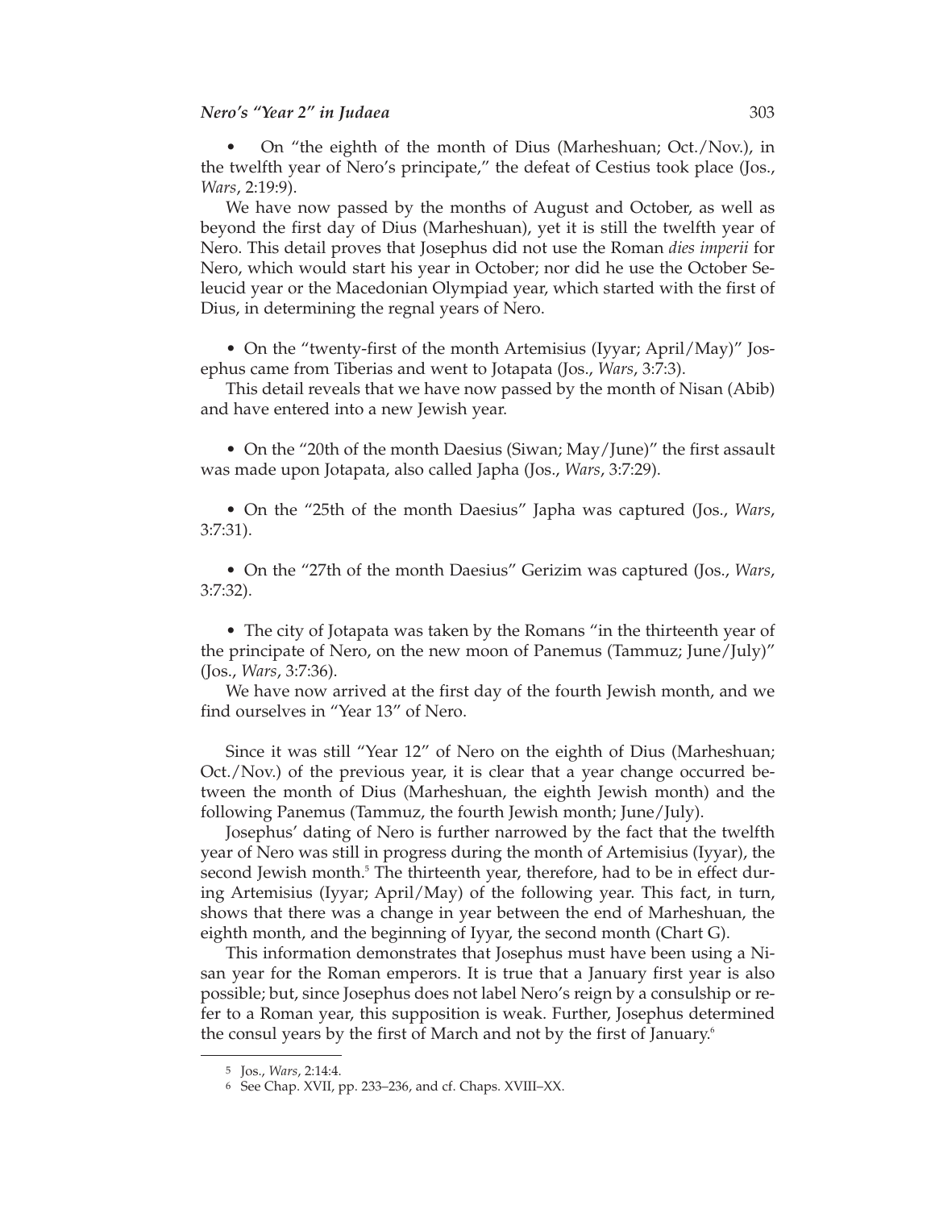- On "the eighth of the month of Dius (Marheshuan; Oct./Nov.), in the twelfth year of Nero's principate," the defeat of Cestius took place (Jos., *Wars*, 2:19:9).

We have now passed by the months of August and October, as well as beyond the first day of Dius (Marheshuan), yet it is still the twelfth year of Nero. This detail proves that Josephus did not use the Roman *dies imperii* for Nero, which would start his year in October; nor did he use the October Seleucid year or the Macedonian Olympiad year, which started with the first of Dius, in determining the regnal years of Nero.

- On the "twenty-first of the month Artemisius (Iyyar; April/May)" Josephus came from Tiberias and went to Jotapata (Jos., *Wars*, 3:7:3).

This detail reveals that we have now passed by the month of Nisan (Abib) and have entered into a new Jewish year.

- On the "20th of the month Daesius (Siwan; May/June)" the first assault was made upon Jotapata, also called Japha (Jos., *Wars*, 3:7:29).

- On the "25th of the month Daesius" Japha was captured (Jos., *Wars*, 3:7:31).

- On the "27th of the month Daesius" Gerizim was captured (Jos., *Wars*, 3:7:32).

- The city of Jotapata was taken by the Romans "in the thirteenth year of the principate of Nero, on the new moon of Panemus (Tammuz; June/July)" (Jos., *Wars*, 3:7:36).

We have now arrived at the first day of the fourth Jewish month, and we find ourselves in "Year 13" of Nero.

Since it was still "Year 12" of Nero on the eighth of Dius (Marheshuan; Oct./Nov.) of the previous year, it is clear that a year change occurred between the month of Dius (Marheshuan, the eighth Jewish month) and the following Panemus (Tammuz, the fourth Jewish month; June/July).

Josephus' dating of Nero is further narrowed by the fact that the twelfth year of Nero was still in progress during the month of Artemisius (Iyyar), the second Jewish month.[5] The thirteenth year, therefore, had to be in effect during Artemisius (Iyyar; April/May) of the following year. This fact, in turn, shows that there was a change in year between the end of Marheshuan, the eighth month, and the beginning of Iyyar, the second month (Chart G).

This information demonstrates that Josephus must have been using a Nisan year for the Roman emperors. It is true that a January first year is also possible; but, since Josephus does not label Nero's reign by a consulship or refer to a Roman year, this supposition is weak. Further, Josephus determined the consul years by the first of March and not by the first of January.[6]

---

[5] Jos., *Wars*, 2:14:4.

[6] See Chap. XVII, pp. 233–236, and cf. Chaps. XVIII–XX.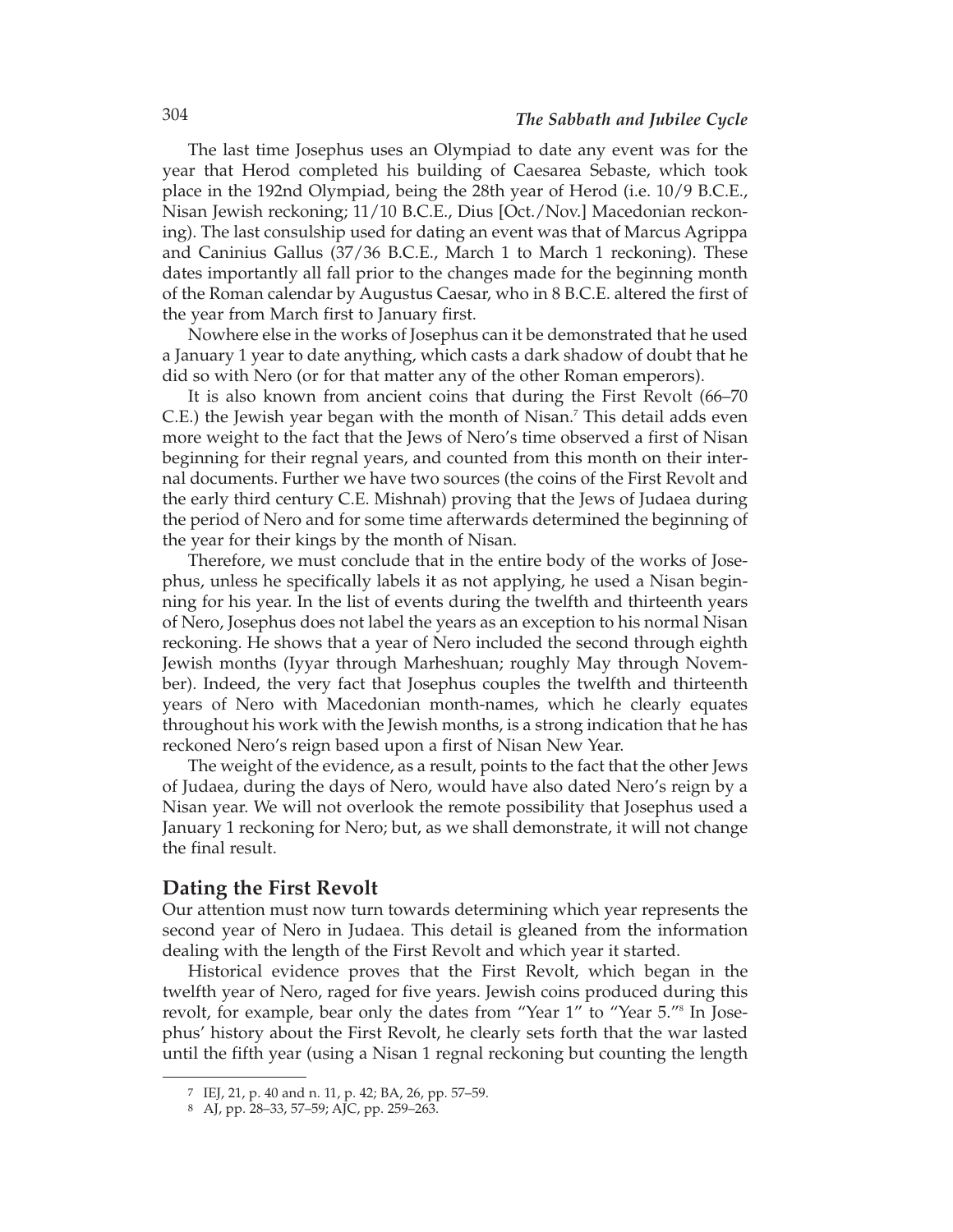The last time Josephus uses an Olympiad to date any event was for the year that Herod completed his building of Caesarea Sebaste, which took place in the 192nd Olympiad, being the 28th year of Herod (i.e. 10/9 B.C.E., Nisan Jewish reckoning; 11/10 B.C.E., Dius [Oct./Nov.] Macedonian reckoning). The last consulship used for dating an event was that of Marcus Agrippa and Caninius Gallus (37/36 B.C.E., March 1 to March 1 reckoning). These dates importantly all fall prior to the changes made for the beginning month of the Roman calendar by Augustus Caesar, who in 8 B.C.E. altered the first of the year from March first to January first.

Nowhere else in the works of Josephus can it be demonstrated that he used a January 1 year to date anything, which casts a dark shadow of doubt that he did so with Nero (or for that matter any of the other Roman emperors).

It is also known from ancient coins that during the First Revolt (66–70 C.E.) the Jewish year began with the month of Nisan.[7] This detail adds even more weight to the fact that the Jews of Nero's time observed a first of Nisan beginning for their regnal years, and counted from this month on their internal documents. Further we have two sources (the coins of the First Revolt and the early third century C.E. Mishnah) proving that the Jews of Judaea during the period of Nero and for some time afterwards determined the beginning of the year for their kings by the month of Nisan.

Therefore, we must conclude that in the entire body of the works of Josephus, unless he specifically labels it as not applying, he used a Nisan beginning for his year. In the list of events during the twelfth and thirteenth years of Nero, Josephus does not label the years as an exception to his normal Nisan reckoning. He shows that a year of Nero included the second through eighth Jewish months (Iyyar through Marheshuan; roughly May through November). Indeed, the very fact that Josephus couples the twelfth and thirteenth years of Nero with Macedonian month-names, which he clearly equates throughout his work with the Jewish months, is a strong indication that he has reckoned Nero's reign based upon a first of Nisan New Year.

The weight of the evidence, as a result, points to the fact that the other Jews of Judaea, during the days of Nero, would have also dated Nero's reign by a Nisan year. We will not overlook the remote possibility that Josephus used a January 1 reckoning for Nero; but, as we shall demonstrate, it will not change the final result.

## Dating the First Revolt

Our attention must now turn towards determining which year represents the second year of Nero in Judaea. This detail is gleaned from the information dealing with the length of the First Revolt and which year it started.

Historical evidence proves that the First Revolt, which began in the twelfth year of Nero, raged for five years. Jewish coins produced during this revolt, for example, bear only the dates from "Year 1" to "Year 5."[8] In Josephus' history about the First Revolt, he clearly sets forth that the war lasted until the fifth year (using a Nisan 1 regnal reckoning but counting the length

---

7 IEJ, 21, p. 40 and n. 11, p. 42; BA, 26, pp. 57–59.

8 AJ, pp. 28–33, 57–59; AJC, pp. 259–263.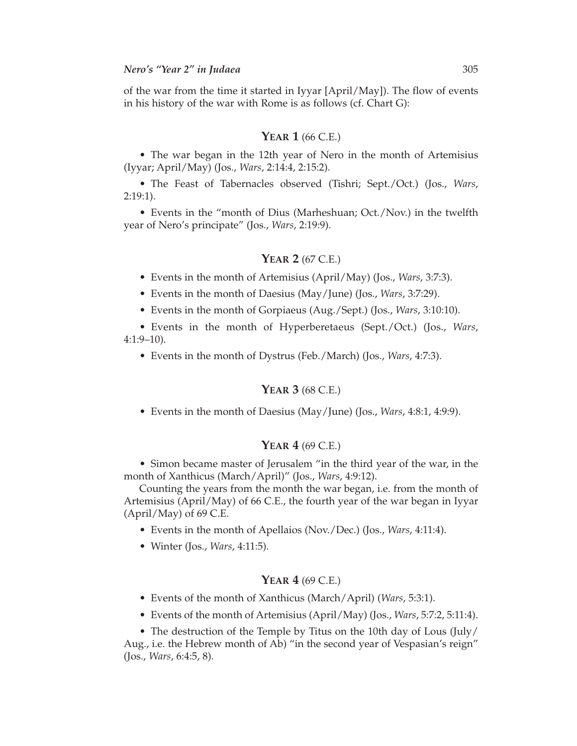of the war from the time it started in Iyyar [April/May]). The flow of events in his history of the war with Rome is as follows (cf. Chart G):

### YEAR 1 (66 C.E.)

- The war began in the 12th year of Nero in the month of Artemisius (Iyyar; April/May) (Jos., *Wars*, 2:14:4, 2:15:2).
- The Feast of Tabernacles observed (Tishri; Sept./Oct.) (Jos., *Wars*, 2:19:1).
- Events in the "month of Dius (Marheshuan; Oct./Nov.) in the twelfth year of Nero's principate" (Jos., *Wars*, 2:19:9).

### YEAR 2 (67 C.E.)

- Events in the month of Artemisius (April/May) (Jos., *Wars*, 3:7:3).
- Events in the month of Daesius (May/June) (Jos., *Wars*, 3:7:29).
- Events in the month of Gorpiaeus (Aug./Sept.) (Jos., *Wars*, 3:10:10).
- Events in the month of Hyperberetaeus (Sept./Oct.) (Jos., *Wars*, 4:1:9–10).
- Events in the month of Dystrus (Feb./March) (Jos., *Wars*, 4:7:3).

### YEAR 3 (68 C.E.)

- Events in the month of Daesius (May/June) (Jos., *Wars*, 4:8:1, 4:9:9).

### YEAR 4 (69 C.E.)

- Simon became master of Jerusalem "in the third year of the war, in the month of Xanthicus (March/April)" (Jos., *Wars*, 4:9:12).

Counting the years from the month the war began, i.e. from the month of Artemisius (April/May) of 66 C.E., the fourth year of the war began in Iyyar (April/May) of 69 C.E.

- Events in the month of Apellaios (Nov./Dec.) (Jos., *Wars*, 4:11:4).
- Winter (Jos., *Wars*, 4:11:5).

### YEAR 4 (69 C.E.)

- Events of the month of Xanthicus (March/April) (*Wars*, 5:3:1).
- Events of the month of Artemisius (April/May) (Jos., *Wars*, 5:7:2, 5:11:4).
- The destruction of the Temple by Titus on the 10th day of Lous (July/Aug., i.e. the Hebrew month of Ab) "in the second year of Vespasian's reign" (Jos., *Wars*, 6:4:5, 8).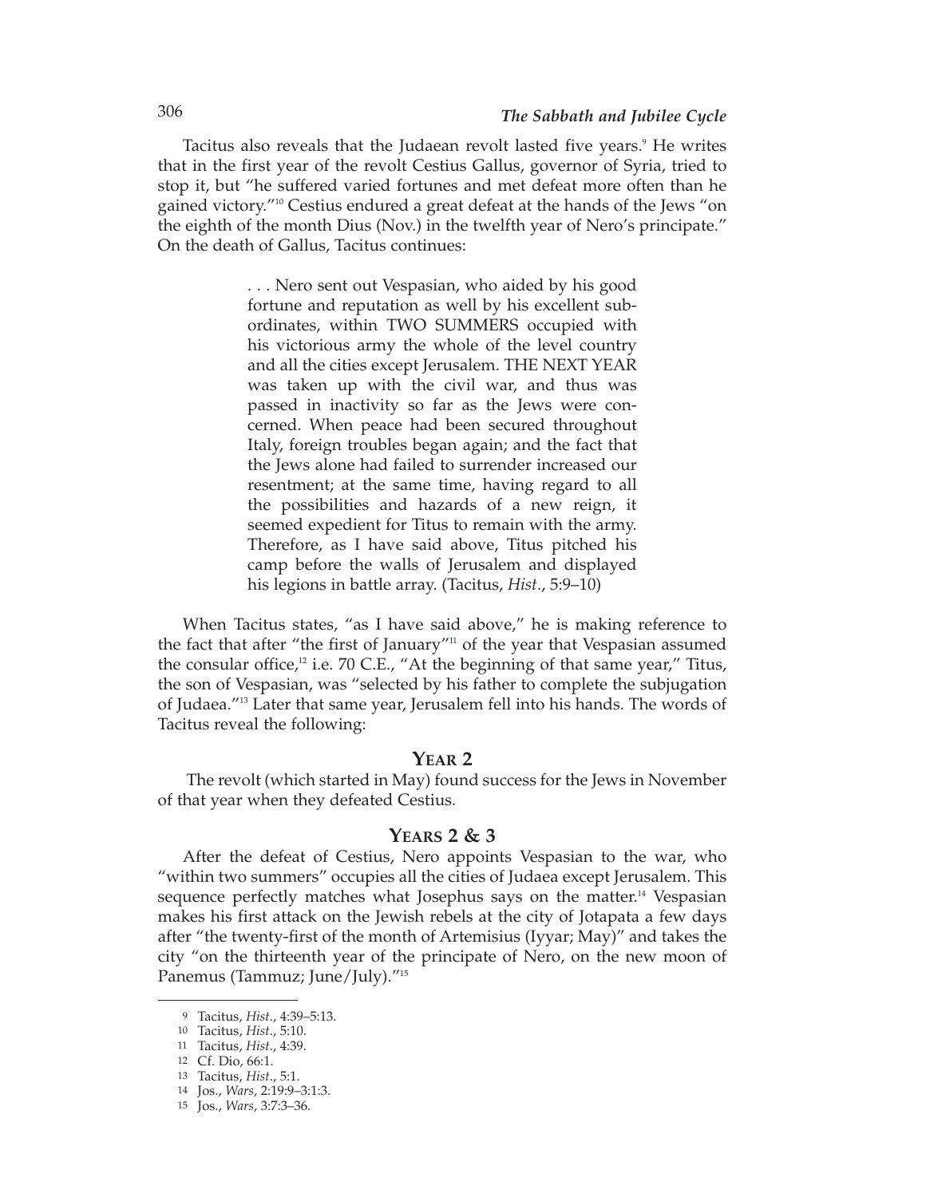Tacitus also reveals that the Judaean revolt lasted five years.[9] He writes that in the first year of the revolt Cestius Gallus, governor of Syria, tried to stop it, but "he suffered varied fortunes and met defeat more often than he gained victory."[10] Cestius endured a great defeat at the hands of the Jews "on the eighth of the month Dius (Nov.) in the twelfth year of Nero's principate." On the death of Gallus, Tacitus continues:

> . . . Nero sent out Vespasian, who aided by his good fortune and reputation as well by his excellent subordinates, within TWO SUMMERS occupied with his victorious army the whole of the level country and all the cities except Jerusalem. THE NEXT YEAR was taken up with the civil war, and thus was passed in inactivity so far as the Jews were concerned. When peace had been secured throughout Italy, foreign troubles began again; and the fact that the Jews alone had failed to surrender increased our resentment; at the same time, having regard to all the possibilities and hazards of a new reign, it seemed expedient for Titus to remain with the army. Therefore, as I have said above, Titus pitched his camp before the walls of Jerusalem and displayed his legions in battle array. (Tacitus, *Hist*., 5:9–10)

When Tacitus states, "as I have said above," he is making reference to the fact that after "the first of January"[11] of the year that Vespasian assumed the consular office,[12] i.e. 70 C.E., "At the beginning of that same year," Titus, the son of Vespasian, was "selected by his father to complete the subjugation of Judaea."[13] Later that same year, Jerusalem fell into his hands. The words of Tacitus reveal the following:

### Year 2

The revolt (which started in May) found success for the Jews in November of that year when they defeated Cestius.

### Years 2 & 3

After the defeat of Cestius, Nero appoints Vespasian to the war, who "within two summers" occupies all the cities of Judaea except Jerusalem. This sequence perfectly matches what Josephus says on the matter.[14] Vespasian makes his first attack on the Jewish rebels at the city of Jotapata a few days after "the twenty-first of the month of Artemisius (Iyyar; May)" and takes the city "on the thirteenth year of the principate of Nero, on the new moon of Panemus (Tammuz; June/July)."[15]

---

9 Tacitus, *Hist*., 4:39–5:13.
10 Tacitus, *Hist*., 5:10.
11 Tacitus, *Hist*., 4:39.
12 Cf. Dio, 66:1.
13 Tacitus, *Hist*., 5:1.
14 Jos., *Wars*, 2:19:9–3:1:3.
15 Jos., *Wars*, 3:7:3–36.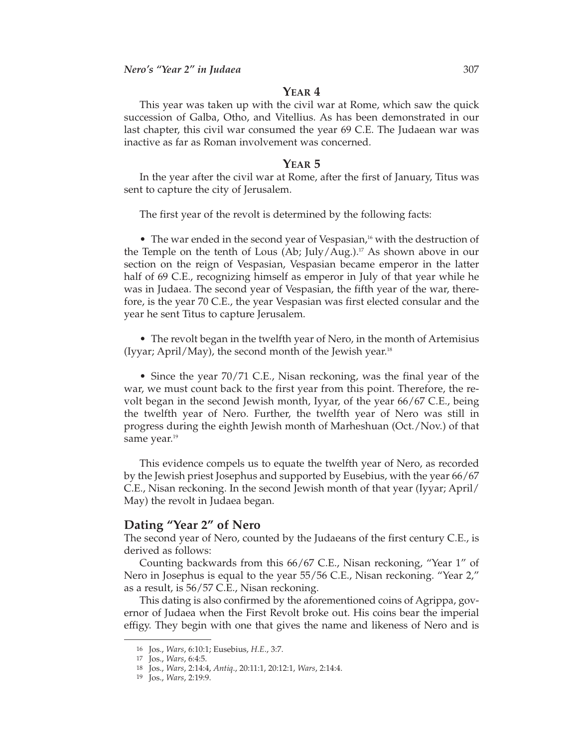### YEAR 4

This year was taken up with the civil war at Rome, which saw the quick succession of Galba, Otho, and Vitellius. As has been demonstrated in our last chapter, this civil war consumed the year 69 C.E. The Judaean war was inactive as far as Roman involvement was concerned.

### YEAR 5

In the year after the civil war at Rome, after the first of January, Titus was sent to capture the city of Jerusalem.

The first year of the revolt is determined by the following facts:

- The war ended in the second year of Vespasian,[16] with the destruction of the Temple on the tenth of Lous (Ab; July/Aug.).[17] As shown above in our section on the reign of Vespasian, Vespasian became emperor in the latter half of 69 C.E., recognizing himself as emperor in July of that year while he was in Judaea. The second year of Vespasian, the fifth year of the war, therefore, is the year 70 C.E., the year Vespasian was first elected consular and the year he sent Titus to capture Jerusalem.

- The revolt began in the twelfth year of Nero, in the month of Artemisius (Iyyar; April/May), the second month of the Jewish year.[18]

- Since the year 70/71 C.E., Nisan reckoning, was the final year of the war, we must count back to the first year from this point. Therefore, the revolt began in the second Jewish month, Iyyar, of the year 66/67 C.E., being the twelfth year of Nero. Further, the twelfth year of Nero was still in progress during the eighth Jewish month of Marheshuan (Oct./Nov.) of that same year.[19]

This evidence compels us to equate the twelfth year of Nero, as recorded by the Jewish priest Josephus and supported by Eusebius, with the year 66/67 C.E., Nisan reckoning. In the second Jewish month of that year (Iyyar; April/May) the revolt in Judaea began.

## Dating "Year 2" of Nero

The second year of Nero, counted by the Judaeans of the first century C.E., is derived as follows:

Counting backwards from this 66/67 C.E., Nisan reckoning, "Year 1" of Nero in Josephus is equal to the year 55/56 C.E., Nisan reckoning. "Year 2," as a result, is 56/57 C.E., Nisan reckoning.

This dating is also confirmed by the aforementioned coins of Agrippa, governor of Judaea when the First Revolt broke out. His coins bear the imperial effigy. They begin with one that gives the name and likeness of Nero and is

---

16 Jos., *Wars*, 6:10:1; Eusebius, *H.E.*, 3:7.

17 Jos., *Wars*, 6:4:5.

18 Jos., *Wars*, 2:14:4, *Antiq.*, 20:11:1, 20:12:1, *Wars*, 2:14:4.

19 Jos., *Wars*, 2:19:9.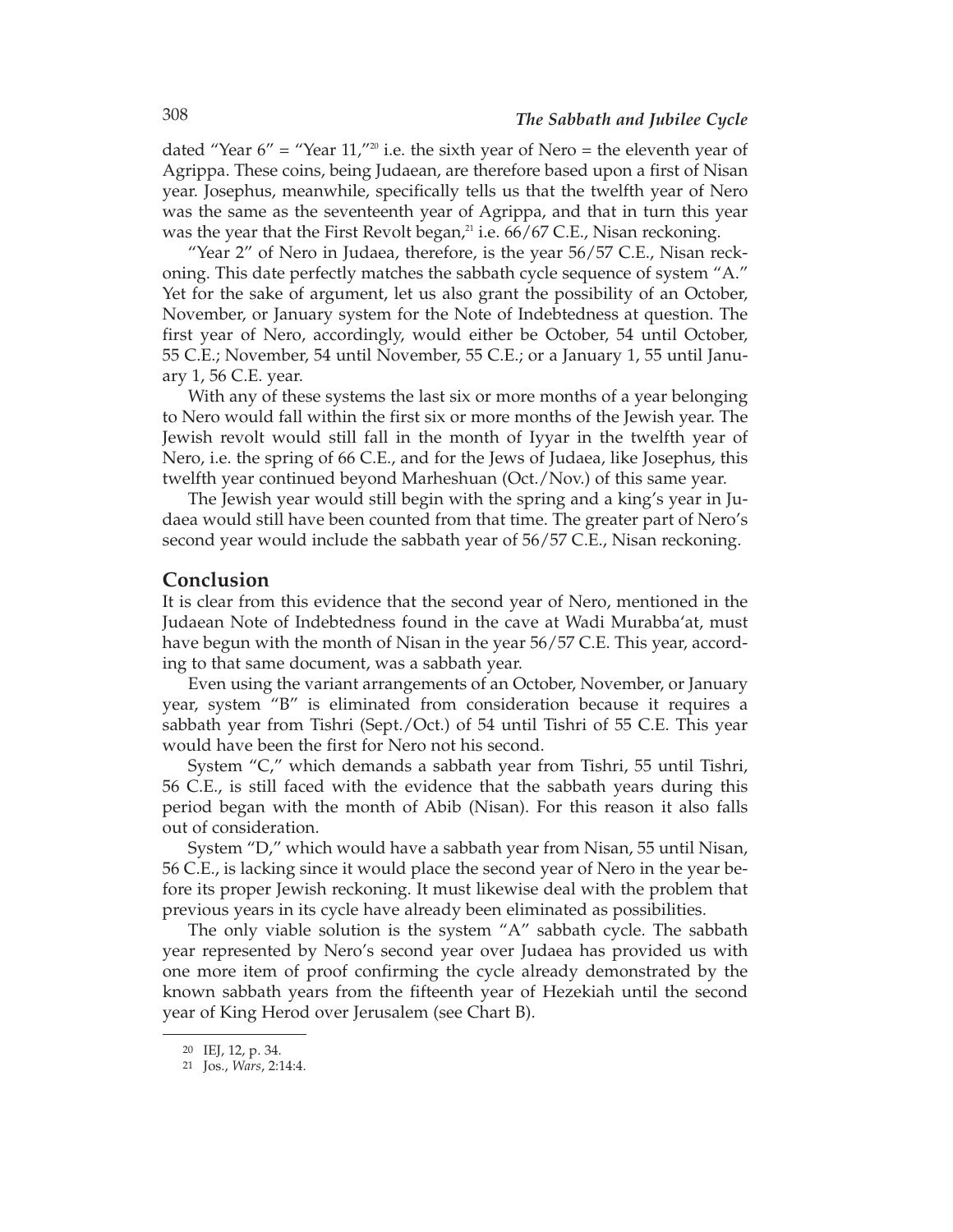dated "Year 6" = "Year 11,"[20] i.e. the sixth year of Nero = the eleventh year of Agrippa. These coins, being Judaean, are therefore based upon a first of Nisan year. Josephus, meanwhile, specifically tells us that the twelfth year of Nero was the same as the seventeenth year of Agrippa, and that in turn this year was the year that the First Revolt began,[21] i.e. 66/67 C.E., Nisan reckoning.

"Year 2" of Nero in Judaea, therefore, is the year 56/57 C.E., Nisan reckoning. This date perfectly matches the sabbath cycle sequence of system "A." Yet for the sake of argument, let us also grant the possibility of an October, November, or January system for the Note of Indebtedness at question. The first year of Nero, accordingly, would either be October, 54 until October, 55 C.E.; November, 54 until November, 55 C.E.; or a January 1, 55 until January 1, 56 C.E. year.

With any of these systems the last six or more months of a year belonging to Nero would fall within the first six or more months of the Jewish year. The Jewish revolt would still fall in the month of Iyyar in the twelfth year of Nero, i.e. the spring of 66 C.E., and for the Jews of Judaea, like Josephus, this twelfth year continued beyond Marheshuan (Oct./Nov.) of this same year.

The Jewish year would still begin with the spring and a king's year in Judaea would still have been counted from that time. The greater part of Nero's second year would include the sabbath year of 56/57 C.E., Nisan reckoning.

## Conclusion

It is clear from this evidence that the second year of Nero, mentioned in the Judaean Note of Indebtedness found in the cave at Wadi Murabba'at, must have begun with the month of Nisan in the year 56/57 C.E. This year, according to that same document, was a sabbath year.

Even using the variant arrangements of an October, November, or January year, system "B" is eliminated from consideration because it requires a sabbath year from Tishri (Sept./Oct.) of 54 until Tishri of 55 C.E. This year would have been the first for Nero not his second.

System "C," which demands a sabbath year from Tishri, 55 until Tishri, 56 C.E., is still faced with the evidence that the sabbath years during this period began with the month of Abib (Nisan). For this reason it also falls out of consideration.

System "D," which would have a sabbath year from Nisan, 55 until Nisan, 56 C.E., is lacking since it would place the second year of Nero in the year before its proper Jewish reckoning. It must likewise deal with the problem that previous years in its cycle have already been eliminated as possibilities.

The only viable solution is the system "A" sabbath cycle. The sabbath year represented by Nero's second year over Judaea has provided us with one more item of proof confirming the cycle already demonstrated by the known sabbath years from the fifteenth year of Hezekiah until the second year of King Herod over Jerusalem (see Chart B).

---

20 IEJ, 12, p. 34.

21 Jos., *Wars*, 2:14:4.